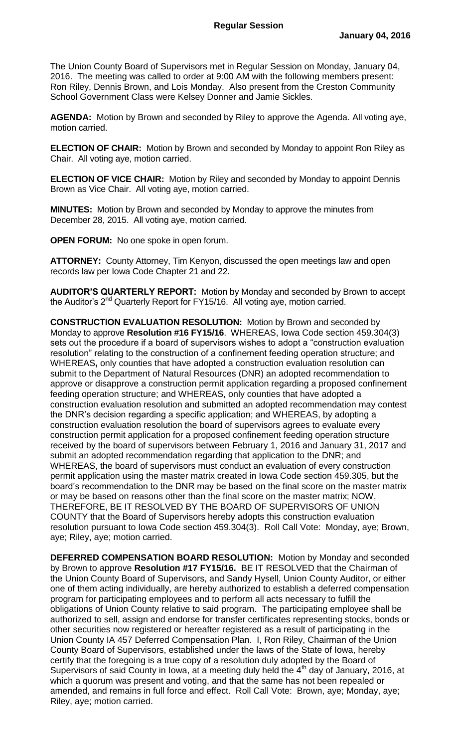# Regular Session

**January 04, 2016**

The Union County Board of Supervisors met in Regular Session on Monday, January 04, 2016. The meeting was called to order at 9:00 AM with the following members present: Ron Riley, Dennis Brown, and Lois Monday. Also present from the Creston Community School Government Class were Kelsey Donner and Jamie Sickles.

**AGENDA:** Motion by Brown and seconded by Riley to approve the Agenda. All voting aye, motion carried.

**ELECTION OF CHAIR:** Motion by Brown and seconded by Monday to appoint Ron Riley as Chair. All voting aye, motion carried.

**ELECTION OF VICE CHAIR:** Motion by Riley and seconded by Monday to appoint Dennis Brown as Vice Chair. All voting aye, motion carried.

**MINUTES:** Motion by Brown and seconded by Monday to approve the minutes from December 28, 2015. All voting aye, motion carried.

**OPEN FORUM:** No one spoke in open forum.

**ATTORNEY:** County Attorney, Tim Kenyon, discussed the open meetings law and open records law per Iowa Code Chapter 21 and 22.

**AUDITOR'S QUARTERLY REPORT:** Motion by Monday and seconded by Brown to accept the Auditor's 2nd Quarterly Report for FY15/16. All voting aye, motion carried.

**CONSTRUCTION EVALUATION RESOLUTION:** Motion by Brown and seconded by Monday to approve **Resolution #16 FY15/16**. WHEREAS, Iowa Code section 459.304(3) sets out the procedure if a board of supervisors wishes to adopt a "construction evaluation resolution" relating to the construction of a confinement feeding operation structure; and WHEREAS**,** only counties that have adopted a construction evaluation resolution can submit to the Department of Natural Resources (DNR) an adopted recommendation to approve or disapprove a construction permit application regarding a proposed confinement feeding operation structure; and WHEREAS, only counties that have adopted a construction evaluation resolution and submitted an adopted recommendation may contest the DNR's decision regarding a specific application; and WHEREAS, by adopting a construction evaluation resolution the board of supervisors agrees to evaluate every construction permit application for a proposed confinement feeding operation structure received by the board of supervisors between February 1, 2016 and January 31, 2017 and submit an adopted recommendation regarding that application to the DNR; and WHEREAS, the board of supervisors must conduct an evaluation of every construction permit application using the master matrix created in Iowa Code section 459.305, but the board's recommendation to the DNR may be based on the final score on the master matrix or may be based on reasons other than the final score on the master matrix; NOW, THEREFORE, BE IT RESOLVED BY THE BOARD OF SUPERVISORS OF UNION COUNTY that the Board of Supervisors hereby adopts this construction evaluation resolution pursuant to Iowa Code section 459.304(3). Roll Call Vote: Monday, aye; Brown, aye; Riley, aye; motion carried.

**DEFERRED COMPENSATION BOARD RESOLUTION:** Motion by Monday and seconded by Brown to approve **Resolution #17 FY15/16.** BE IT RESOLVED that the Chairman of the Union County Board of Supervisors, and Sandy Hysell, Union County Auditor, or either one of them acting individually, are hereby authorized to establish a deferred compensation program for participating employees and to perform all acts necessary to fulfill the obligations of Union County relative to said program. The participating employee shall be authorized to sell, assign and endorse for transfer certificates representing stocks, bonds or other securities now registered or hereafter registered as a result of participating in the Union County IA 457 Deferred Compensation Plan. I, Ron Riley, Chairman of the Union County Board of Supervisors, established under the laws of the State of Iowa, hereby certify that the foregoing is a true copy of a resolution duly adopted by the Board of Supervisors of said County in Iowa, at a meeting duly held the 4th day of January, 2016, at which a quorum was present and voting, and that the same has not been repealed or amended, and remains in full force and effect. Roll Call Vote: Brown, aye; Monday, aye; Riley, aye; motion carried.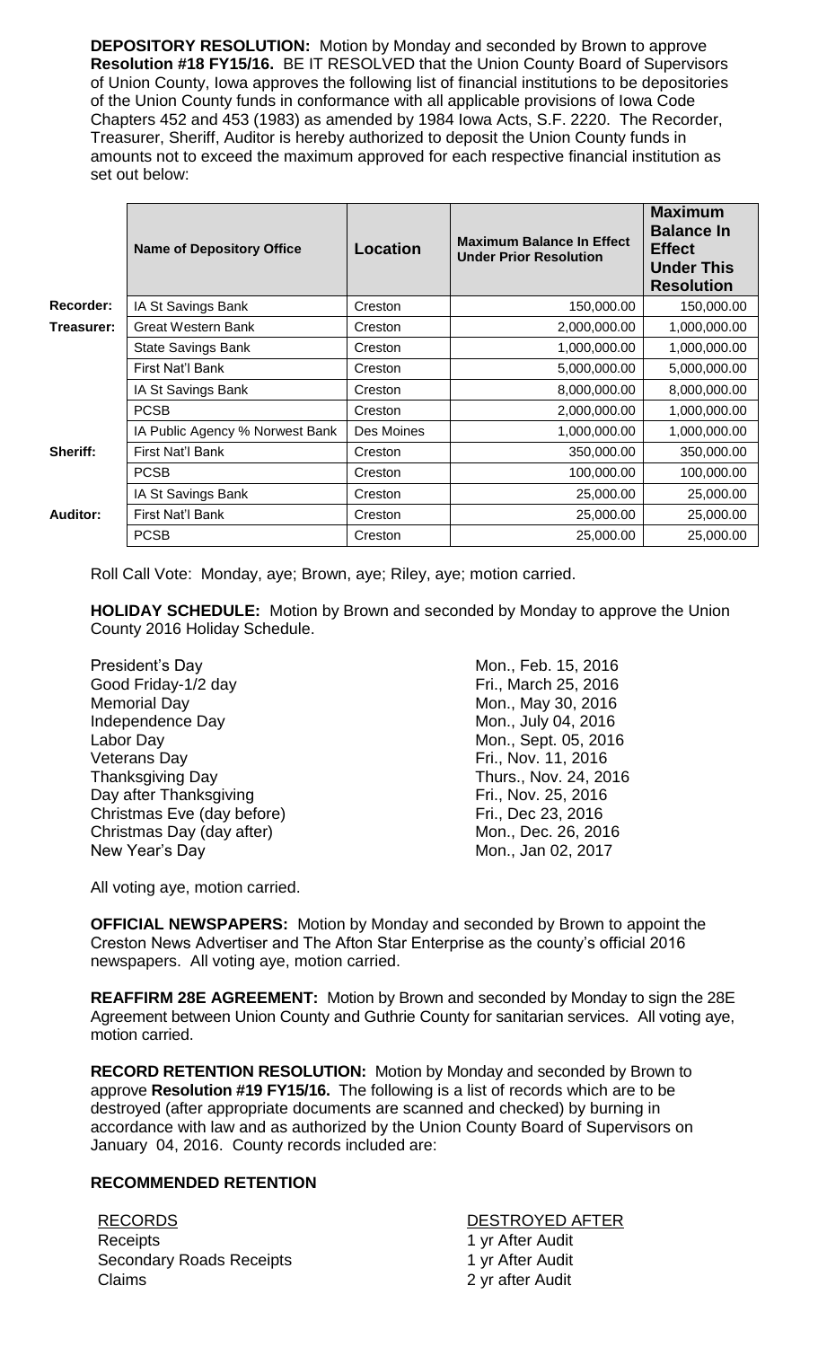**DEPOSITORY RESOLUTION:** Motion by Monday and seconded by Brown to approve **Resolution #18 FY15/16.** BE IT RESOLVED that the Union County Board of Supervisors of Union County, Iowa approves the following list of financial institutions to be depositories of the Union County funds in conformance with all applicable provisions of Iowa Code Chapters 452 and 453 (1983) as amended by 1984 Iowa Acts, S.F. 2220. The Recorder, Treasurer, Sheriff, Auditor is hereby authorized to deposit the Union County funds in amounts not to exceed the maximum approved for each respective financial institution as set out below:

| | Name of Depository Office | Location | Maximum Balance In Effect Under Prior Resolution | Maximum Balance In Effect Under This Resolution |
|---|---|---|---|---|
| **Recorder:** | IA St Savings Bank | Creston | 150,000.00 | 150,000.00 |
| **Treasurer:** | Great Western Bank | Creston | 2,000,000.00 | 1,000,000.00 |
| | State Savings Bank | Creston | 1,000,000.00 | 1,000,000.00 |
| | First Nat'l Bank | Creston | 5,000,000.00 | 5,000,000.00 |
| | IA St Savings Bank | Creston | 8,000,000.00 | 8,000,000.00 |
| | PCSB | Creston | 2,000,000.00 | 1,000,000.00 |
| | IA Public Agency % Norwest Bank | Des Moines | 1,000,000.00 | 1,000,000.00 |
| **Sheriff:** | First Nat'l Bank | Creston | 350,000.00 | 350,000.00 |
| | PCSB | Creston | 100,000.00 | 100,000.00 |
| | IA St Savings Bank | Creston | 25,000.00 | 25,000.00 |
| **Auditor:** | First Nat'l Bank | Creston | 25,000.00 | 25,000.00 |
| | PCSB | Creston | 25,000.00 | 25,000.00 |

Roll Call Vote: Monday, aye; Brown, aye; Riley, aye; motion carried.

**HOLIDAY SCHEDULE:** Motion by Brown and seconded by Monday to approve the Union County 2016 Holiday Schedule.

| | |
|---|---|
| President's Day | Mon., Feb. 15, 2016 |
| Good Friday-1/2 day | Fri., March 25, 2016 |
| Memorial Day | Mon., May 30, 2016 |
| Independence Day | Mon., July 04, 2016 |
| Labor Day | Mon., Sept. 05, 2016 |
| Veterans Day | Fri., Nov. 11, 2016 |
| Thanksgiving Day | Thurs., Nov. 24, 2016 |
| Day after Thanksgiving | Fri., Nov. 25, 2016 |
| Christmas Eve (day before) | Fri., Dec 23, 2016 |
| Christmas Day (day after) | Mon., Dec. 26, 2016 |
| New Year's Day | Mon., Jan 02, 2017 |

All voting aye, motion carried.

**OFFICIAL NEWSPAPERS:** Motion by Monday and seconded by Brown to appoint the Creston News Advertiser and The Afton Star Enterprise as the county's official 2016 newspapers. All voting aye, motion carried.

**REAFFIRM 28E AGREEMENT:** Motion by Brown and seconded by Monday to sign the 28E Agreement between Union County and Guthrie County for sanitarian services. All voting aye, motion carried.

**RECORD RETENTION RESOLUTION:** Motion by Monday and seconded by Brown to approve **Resolution #19 FY15/16.** The following is a list of records which are to be destroyed (after appropriate documents are scanned and checked) by burning in accordance with law and as authorized by the Union County Board of Supervisors on January 04, 2016. County records included are:

**RECOMMENDED RETENTION**

| RECORDS | DESTROYED AFTER |
|---|---|
| Receipts | 1 yr After Audit |
| Secondary Roads Receipts | 1 yr After Audit |
| Claims | 2 yr after Audit |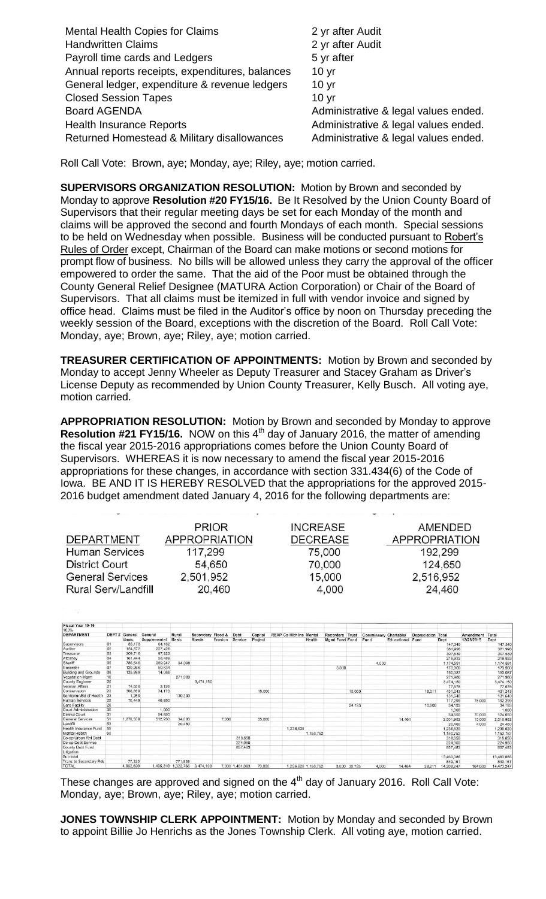| | |
|---|---|
| Mental Health Copies for Claims | 2 yr after Audit |
| Handwritten Claims | 2 yr after Audit |
| Payroll time cards and Ledgers | 5 yr after |
| Annual reports receipts, expenditures, balances | 10 yr |
| General ledger, expenditure & revenue ledgers | 10 yr |
| Closed Session Tapes | 10 yr |
| Board AGENDA | Administrative & legal values ended. |
| Health Insurance Reports | Administrative & legal values ended. |
| Returned Homestead & Military disallowances | Administrative & legal values ended. |

Roll Call Vote: Brown, aye; Monday, aye; Riley, aye; motion carried.

**SUPERVISORS ORGANIZATION RESOLUTION:** Motion by Brown and seconded by Monday to approve **Resolution #20 FY15/16.** Be It Resolved by the Union County Board of Supervisors that their regular meeting days be set for each Monday of the month and claims will be approved the second and fourth Mondays of each month. Special sessions to be held on Wednesday when possible. Business will be conducted pursuant to Robert's Rules of Order except, Chairman of the Board can make motions or second motions for prompt flow of business. No bills will be allowed unless they carry the approval of the officer empowered to order the same. That the aid of the Poor must be obtained through the County General Relief Designee (MATURA Action Corporation) or Chair of the Board of Supervisors. That all claims must be itemized in full with vendor invoice and signed by office head. Claims must be filed in the Auditor's office by noon on Thursday preceding the weekly session of the Board, exceptions with the discretion of the Board. Roll Call Vote: Monday, aye; Brown, aye; Riley, aye; motion carried.

**TREASURER CERTIFICATION OF APPOINTMENTS:** Motion by Brown and seconded by Monday to accept Jenny Wheeler as Deputy Treasurer and Stacey Graham as Driver's License Deputy as recommended by Union County Treasurer, Kelly Busch. All voting aye, motion carried.

**APPROPRIATION RESOLUTION:** Motion by Brown and seconded by Monday to approve **Resolution #21 FY15/16.** NOW on this 4th day of January 2016, the matter of amending the fiscal year 2015-2016 appropriations comes before the Union County Board of Supervisors. WHEREAS it is now necessary to amend the fiscal year 2015-2016 appropriations for these changes, in accordance with section 331.434(6) of the Code of Iowa. BE AND IT IS HEREBY RESOLVED that the appropriations for the approved 2015-2016 budget amendment dated January 4, 2016 for the following departments are:

| DEPARTMENT | PRIOR APPROPRIATION | INCREASE DECREASE | AMENDED APPROPRIATION |
|---|---|---|---|
| Human Services | 117,299 | 75,000 | 192,299 |
| District Court | 54,650 | 70,000 | 124,650 |
| General Services | 2,501,952 | 15,000 | 2,516,952 |
| Rural Serv/Landfill | 20,460 | 4,000 | 24,460 |

| Fiscal Year 15-16 100% DEPARTMENT | DEPT # | General Basic | General Supplemental | Rural Basic | Secondary Roads | Flood & Erosion | Debt Service | Capital Project | REAP | Co Hlth Ins | Mental Health | Recorders Mgmt Fund | Trust Fund | Commissary Fund | Charitable/ Educational | Depreciation Fund | Total Dept | Amendment 12/28/2015 | Total Dept |
|---|---|---|---|---|---|---|---|---|---|---|---|---|---|---|---|---|---|---|---|
| Supervisors | 01 | 83,178 | 64,162 | | | | | | | | | | | | | | 147,340 | | 147,340 |
| Auditor | 02 | 154,592 | 227,406 | | | | | | | | | | | | | | 381,998 | | 381,998 |
| Treasurer | 03 | 209,716 | 97,823 | | | | | | | | | | | | | | 307,539 | | 307,539 |
| Attorney | 04 | 161,444 | 58,489 | | | | | | | | | | | | | | 219,933 | | 219,933 |
| Sheriff | 05 | 786,546 | 289,947 | 94,098 | | | | | | | | | | 4,000 | | | 1,174,591 | | 1,174,591 |
| Recorder | 07 | 120,266 | 50,634 | | | | | | | | | 3,000 | | | | | 173,900 | | 173,900 |
| Building and Grounds | 08 | 135,999 | 14,088 | | | | | | | | | | | | | | 150,087 | | 150,087 |
| Vegetation Mgmt | 18 | | | 271,980 | | | | | | | | | | | | | 271,980 | | 271,980 |
| County Engineer | 20 | | | | 3,474,150 | | | | | | | | | | | | 3,474,150 | | 3,474,150 |
| Veteran Affairs | 21 | 74,550 | 3,126 | | | | | | | | | | | | | | 77,676 | | 77,676 |
| Conservation | 22 | 308,859 | 74,173 | | | | | 15,000 | | | | | 15,000 | | | 18,211 | 431,243 | | 431,243 |
| Sanitarian/Bd of Health | 23 | 1,250 | | 130,390 | | | | | | | | | | | | | 131,640 | | 131,640 |
| Human Services | 25 | 70,449 | 46,850 | | | | | | | | | | | | | | 117,299 | 75,000 | 192,299 |
| Care Facility | 26 | | | | | | | | | | | | 24,193 | | | 10,000 | 34,193 | | 34,193 |
| Court Administration | 30 | | 1,000 | | | | | | | | | | | | | | 1,000 | | 1,000 |
| District Court | 31 | | 54,650 | | | | | | | | | | | | | | 54,650 | 70,000 | 124,650 |
| General Services | 51 | 1,878,538 | 512,950 | 34,000 | | 7,000 | | 55,000 | | | | | | | 14,464 | | 2,501,952 | 15,000 | 2,516,952 |
| Landfill | 53 | | | 20,460 | | | | | | | | | | | | | 20,460 | 4,000 | 24,460 |
| Health Insurance Fund | 55 | | | | | | | | | 1,236,620 | | | | | | | 1,236,620 | | 1,236,620 |
| Mental Health | 60 | | | | | | | | | | 1,150,752 | | | | | | 1,150,752 | | 1,150,752 |
| Co-op Urban Rd Debt | | | | | | | 318,650 | | | | | | | | | | 318,650 | | 318,650 |
| Co-op Debt Service | | | | | | | 224,950 | | | | | | | | | | 224,950 | | 224,950 |
| County Debt Fund | | | | | | | 857,483 | | | | | | | | | | 857,483 | | 857,483 |
| Litigation | | | | | | | | | | | | | | | | | | | |
| Sub total | | | | | | | | | | | | | | | | | 13,460,086 | | 13,460,086 |
| Trans to Secondary Rds | | 77,323 | | 771,838 | | | | | | | | | | | | | 849,161 | | 849,161 |
| TOTAL | | 4,082,890 | 1,405,318 | 1,322,766 | 3,474,150 | 7,000 | 1,401,083 | 70,000 | | 1,236,620 | 1,150,752 | 3,000 | 39,193 | 4,000 | 14,464 | 28,211 | 14,309,247 | 164,000 | 14,473,247 |

These changes are approved and signed on the 4th day of January 2016. Roll Call Vote: Monday, aye; Brown, aye; Riley, aye; motion carried.

**JONES TOWNSHIP CLERK APPOINTMENT:** Motion by Monday and seconded by Brown to appoint Billie Jo Henrichs as the Jones Township Clerk. All voting aye, motion carried.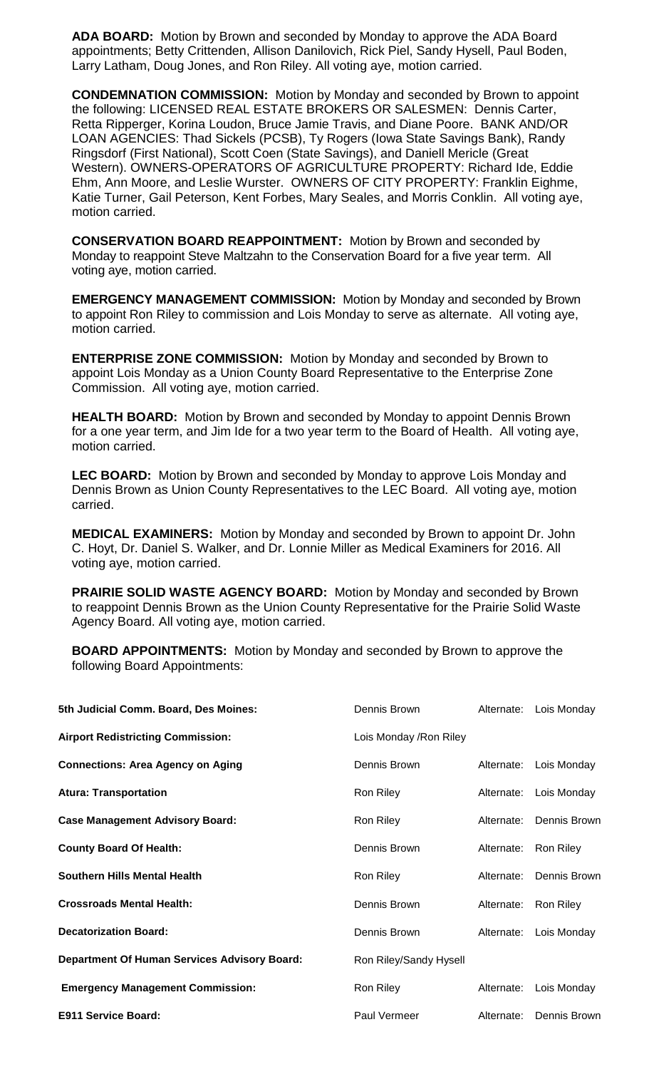**ADA BOARD:** Motion by Brown and seconded by Monday to approve the ADA Board appointments; Betty Crittenden, Allison Danilovich, Rick Piel, Sandy Hysell, Paul Boden, Larry Latham, Doug Jones, and Ron Riley. All voting aye, motion carried.

**CONDEMNATION COMMISSION:** Motion by Monday and seconded by Brown to appoint the following: LICENSED REAL ESTATE BROKERS OR SALESMEN: Dennis Carter, Retta Ripperger, Korina Loudon, Bruce Jamie Travis, and Diane Poore. BANK AND/OR LOAN AGENCIES: Thad Sickels (PCSB), Ty Rogers (Iowa State Savings Bank), Randy Ringsdorf (First National), Scott Coen (State Savings), and Daniell Mericle (Great Western). OWNERS-OPERATORS OF AGRICULTURE PROPERTY: Richard Ide, Eddie Ehm, Ann Moore, and Leslie Wurster. OWNERS OF CITY PROPERTY: Franklin Eighme, Katie Turner, Gail Peterson, Kent Forbes, Mary Seales, and Morris Conklin. All voting aye, motion carried.

**CONSERVATION BOARD REAPPOINTMENT:** Motion by Brown and seconded by Monday to reappoint Steve Maltzahn to the Conservation Board for a five year term. All voting aye, motion carried.

**EMERGENCY MANAGEMENT COMMISSION:** Motion by Monday and seconded by Brown to appoint Ron Riley to commission and Lois Monday to serve as alternate. All voting aye, motion carried.

**ENTERPRISE ZONE COMMISSION:** Motion by Monday and seconded by Brown to appoint Lois Monday as a Union County Board Representative to the Enterprise Zone Commission. All voting aye, motion carried.

**HEALTH BOARD:** Motion by Brown and seconded by Monday to appoint Dennis Brown for a one year term, and Jim Ide for a two year term to the Board of Health. All voting aye, motion carried.

**LEC BOARD:** Motion by Brown and seconded by Monday to approve Lois Monday and Dennis Brown as Union County Representatives to the LEC Board. All voting aye, motion carried.

**MEDICAL EXAMINERS:** Motion by Monday and seconded by Brown to appoint Dr. John C. Hoyt, Dr. Daniel S. Walker, and Dr. Lonnie Miller as Medical Examiners for 2016. All voting aye, motion carried.

**PRAIRIE SOLID WASTE AGENCY BOARD:** Motion by Monday and seconded by Brown to reappoint Dennis Brown as the Union County Representative for the Prairie Solid Waste Agency Board. All voting aye, motion carried.

**BOARD APPOINTMENTS:** Motion by Monday and seconded by Brown to approve the following Board Appointments:

| | | | |
|---|---|---|---|
| **5th Judicial Comm. Board, Des Moines:** | Dennis Brown | Alternate: | Lois Monday |
| **Airport Redistricting Commission:** | Lois Monday /Ron Riley | | |
| **Connections: Area Agency on Aging** | Dennis Brown | Alternate: | Lois Monday |
| **Atura: Transportation** | Ron Riley | Alternate: | Lois Monday |
| **Case Management Advisory Board:** | Ron Riley | Alternate: | Dennis Brown |
| **County Board Of Health:** | Dennis Brown | Alternate: | Ron Riley |
| **Southern Hills Mental Health** | Ron Riley | Alternate: | Dennis Brown |
| **Crossroads Mental Health:** | Dennis Brown | Alternate: | Ron Riley |
| **Decatorization Board:** | Dennis Brown | Alternate: | Lois Monday |
| **Department Of Human Services Advisory Board:** | Ron Riley/Sandy Hysell | | |
| **Emergency Management Commission:** | Ron Riley | Alternate: | Lois Monday |
| **E911 Service Board:** | Paul Vermeer | Alternate: | Dennis Brown |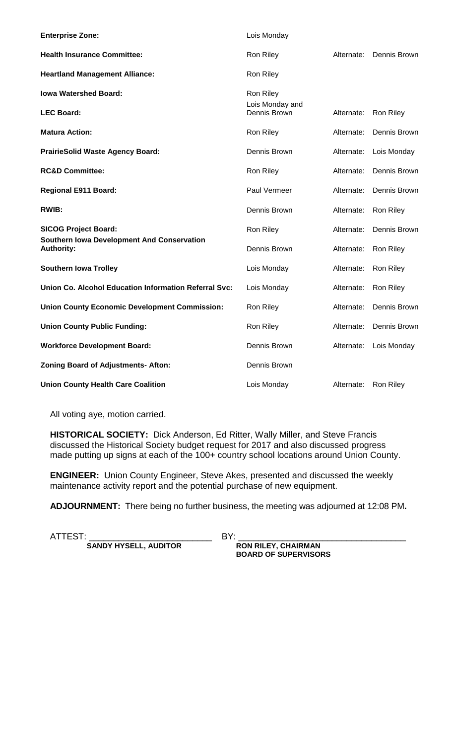| | | | |
|---|---|---|---|
| **Enterprise Zone:** | Lois Monday | | |
| **Health Insurance Committee:** | Ron Riley | Alternate: | Dennis Brown |
| **Heartland Management Alliance:** | Ron Riley | | |
| **Iowa Watershed Board:** | Ron Riley | | |
| **LEC Board:** | Lois Monday and Dennis Brown | Alternate: | Ron Riley |
| **Matura Action:** | Ron Riley | Alternate: | Dennis Brown |
| **PrairieSolid Waste Agency Board:** | Dennis Brown | Alternate: | Lois Monday |
| **RC&D Committee:** | Ron Riley | Alternate: | Dennis Brown |
| **Regional E911 Board:** | Paul Vermeer | Alternate: | Dennis Brown |
| **RWIB:** | Dennis Brown | Alternate: | Ron Riley |
| **SICOG Project Board:** | Ron Riley | Alternate: | Dennis Brown |
| **Southern Iowa Development And Conservation Authority:** | Dennis Brown | Alternate: | Ron Riley |
| **Southern Iowa Trolley** | Lois Monday | Alternate: | Ron Riley |
| **Union Co. Alcohol Education Information Referral Svc:** | Lois Monday | Alternate: | Ron Riley |
| **Union County Economic Development Commission:** | Ron Riley | Alternate: | Dennis Brown |
| **Union County Public Funding:** | Ron Riley | Alternate: | Dennis Brown |
| **Workforce Development Board:** | Dennis Brown | Alternate: | Lois Monday |
| **Zoning Board of Adjustments- Afton:** | Dennis Brown | | |
| **Union County Health Care Coalition** | Lois Monday | Alternate: | Ron Riley |

All voting aye, motion carried.

**HISTORICAL SOCIETY:** Dick Anderson, Ed Ritter, Wally Miller, and Steve Francis discussed the Historical Society budget request for 2017 and also discussed progress made putting up signs at each of the 100+ country school locations around Union County.

**ENGINEER:** Union County Engineer, Steve Akes, presented and discussed the weekly maintenance activity report and the potential purchase of new equipment.

**ADJOURNMENT:** There being no further business, the meeting was adjourned at 12:08 PM**.**

ATTEST: ________________________ BY: ________________________________

**SANDY HYSELL, AUDITOR** **RON RILEY, CHAIRMAN**
**BOARD OF SUPERVISORS**